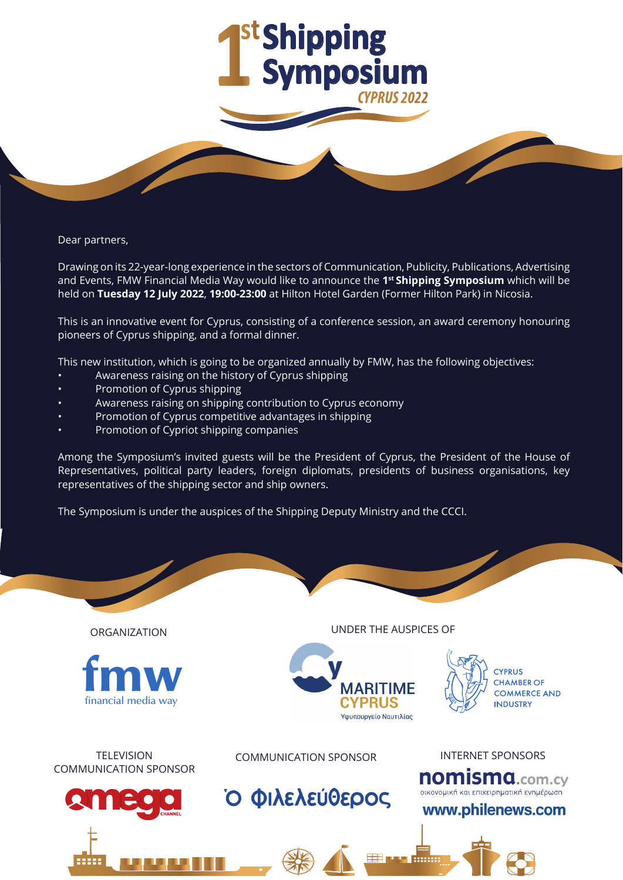# 1st Shipping Symposium

CYPRUS 2022

Dear partners,

Drawing on its 22-year-long experience in the sectors of Communication, Publicity, Publications, Advertising and Events, FMW Financial Media Way would like to announce the **1st Shipping Symposium** which will be held on **Tuesday 12 July 2022**, **19:00-23:00** at Hilton Hotel Garden (Former Hilton Park) in Nicosia.

This is an innovative event for Cyprus, consisting of a conference session, an award ceremony honouring pioneers of Cyprus shipping, and a formal dinner.

This new institution, which is going to be organized annually by FMW, has the following objectives:

- Awareness raising on the history of Cyprus shipping
- Promotion of Cyprus shipping
- Awareness raising on shipping contribution to Cyprus economy
- Promotion of Cyprus competitive advantages in shipping
- Promotion of Cypriot shipping companies

Among the Symposium's invited guests will be the President of Cyprus, the President of the House of Representatives, political party leaders, foreign diplomats, presidents of business organisations, key representatives of the shipping sector and ship owners.

The Symposium is under the auspices of the Shipping Deputy Ministry and the CCCI.

ORGANIZATION

fmw financial media way

UNDER THE AUSPICES OF

MARITIME CYPRUS Υφυπουργείο Ναυτιλίας

CYPRUS CHAMBER OF COMMERCE AND INDUSTRY

TELEVISION COMMUNICATION SPONSOR

omega CHANNEL

COMMUNICATION SPONSOR

Ο ΦΙΛΕΛΕΥΘΕΡΟΣ

INTERNET SPONSORS

nomisma.com.cy οικονομική και επιχειρηματική ενημέρωση

www.philenews.com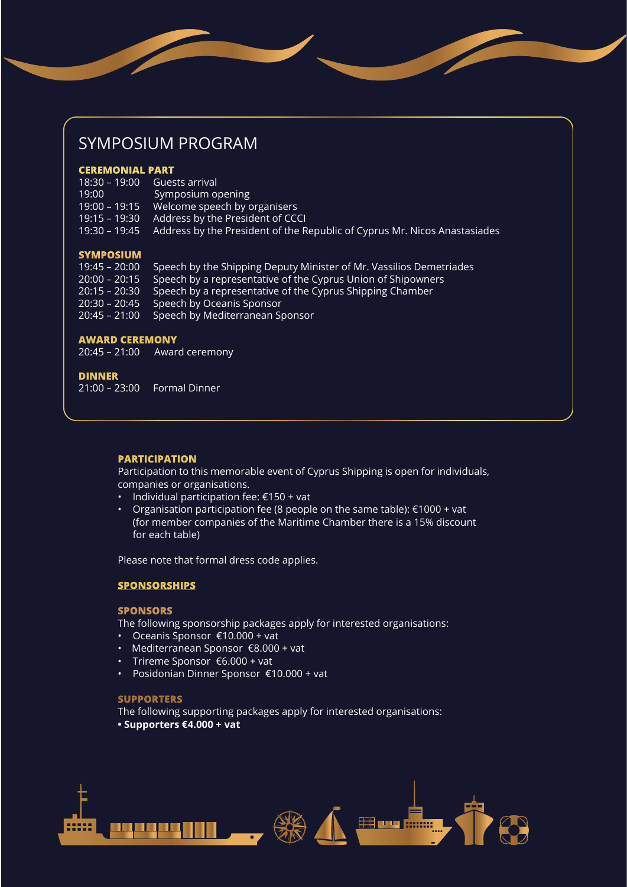# SYMPOSIUM PROGRAM

### CEREMONIAL PART

| | |
|---|---|
| 18:30 – 19:00 | Guests arrival |
| 19:00 | Symposium opening |
| 19:00 – 19:15 | Welcome speech by organisers |
| 19:15 – 19:30 | Address by the President of CCCI |
| 19:30 – 19:45 | Address by the President of the Republic of Cyprus Mr. Nicos Anastasiades |

### SYMPOSIUM

| | |
|---|---|
| 19:45 – 20:00 | Speech by the Shipping Deputy Minister of Mr. Vassilios Demetriades |
| 20:00 – 20:15 | Speech by a representative of the Cyprus Union of Shipowners |
| 20:15 – 20:30 | Speech by a representative of the Cyprus Shipping Chamber |
| 20:30 – 20:45 | Speech by Oceanis Sponsor |
| 20:45 – 21:00 | Speech by Mediterranean Sponsor |

### AWARD CEREMONY

| | |
|---|---|
| 20:45 – 21:00 | Award ceremony |

### DINNER

| | |
|---|---|
| 21:00 – 23:00 | Formal Dinner |

### PARTICIPATION

Participation to this memorable event of Cyprus Shipping is open for individuals, companies or organisations.

- Individual participation fee: €150 + vat
- Organisation participation fee (8 people on the same table): €1000 + vat (for member companies of the Maritime Chamber there is a 15% discount for each table)

Please note that formal dress code applies.

## SPONSORSHIPS

### SPONSORS

The following sponsorship packages apply for interested organisations:

- Oceanis Sponsor €10.000 + vat
- Mediterranean Sponsor €8.000 + vat
- Trireme Sponsor €6.000 + vat
- Posidonian Dinner Sponsor €10.000 + vat

### SUPPORTERS

The following supporting packages apply for interested organisations:

- **Supporters €4.000 + vat**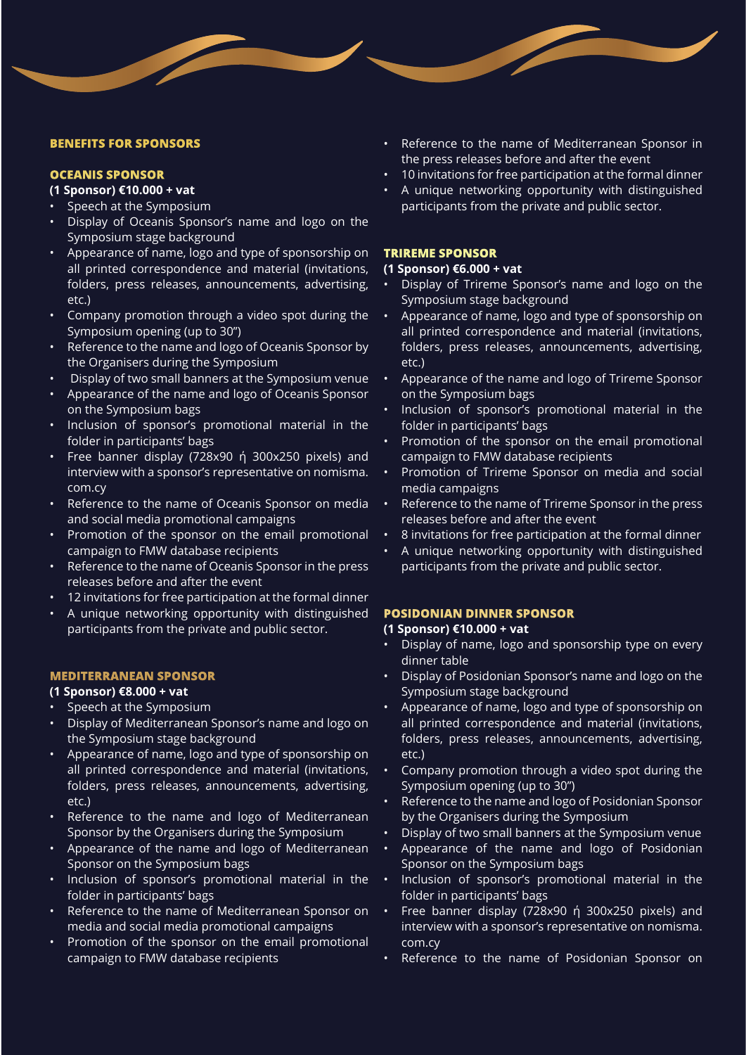## BENEFITS FOR SPONSORS

### OCEANIS SPONSOR

**(1 Sponsor) €10.000 + vat**

- Speech at the Symposium
- Display of Oceanis Sponsor's name and logo on the Symposium stage background
- Appearance of name, logo and type of sponsorship on all printed correspondence and material (invitations, folders, press releases, announcements, advertising, etc.)
- Company promotion through a video spot during the Symposium opening (up to 30")
- Reference to the name and logo of Oceanis Sponsor by the Organisers during the Symposium
- Display of two small banners at the Symposium venue
- Appearance of the name and logo of Oceanis Sponsor on the Symposium bags
- Inclusion of sponsor's promotional material in the folder in participants' bags
- Free banner display (728x90 ή 300x250 pixels) and interview with a sponsor's representative on nomisma.com.cy
- Reference to the name of Oceanis Sponsor on media and social media promotional campaigns
- Promotion of the sponsor on the email promotional campaign to FMW database recipients
- Reference to the name of Oceanis Sponsor in the press releases before and after the event
- 12 invitations for free participation at the formal dinner
- A unique networking opportunity with distinguished participants from the private and public sector.

### MEDITERRANEAN SPONSOR

**(1 Sponsor) €8.000 + vat**

- Speech at the Symposium
- Display of Mediterranean Sponsor's name and logo on the Symposium stage background
- Appearance of name, logo and type of sponsorship on all printed correspondence and material (invitations, folders, press releases, announcements, advertising, etc.)
- Reference to the name and logo of Mediterranean Sponsor by the Organisers during the Symposium
- Appearance of the name and logo of Mediterranean Sponsor on the Symposium bags
- Inclusion of sponsor's promotional material in the folder in participants' bags
- Reference to the name of Mediterranean Sponsor on media and social media promotional campaigns
- Promotion of the sponsor on the email promotional campaign to FMW database recipients
- Reference to the name of Mediterranean Sponsor in the press releases before and after the event
- 10 invitations for free participation at the formal dinner
- A unique networking opportunity with distinguished participants from the private and public sector.

### TRIREME SPONSOR

**(1 Sponsor) €6.000 + vat**

- Display of Trireme Sponsor's name and logo on the Symposium stage background
- Appearance of name, logo and type of sponsorship on all printed correspondence and material (invitations, folders, press releases, announcements, advertising, etc.)
- Appearance of the name and logo of Trireme Sponsor on the Symposium bags
- Inclusion of sponsor's promotional material in the folder in participants' bags
- Promotion of the sponsor on the email promotional campaign to FMW database recipients
- Promotion of Trireme Sponsor on media and social media campaigns
- Reference to the name of Trireme Sponsor in the press releases before and after the event
- 8 invitations for free participation at the formal dinner
- A unique networking opportunity with distinguished participants from the private and public sector.

### POSIDONIAN DINNER SPONSOR

**(1 Sponsor) €10.000 + vat**

- Display of name, logo and sponsorship type on every dinner table
- Display of Posidonian Sponsor's name and logo on the Symposium stage background
- Appearance of name, logo and type of sponsorship on all printed correspondence and material (invitations, folders, press releases, announcements, advertising, etc.)
- Company promotion through a video spot during the Symposium opening (up to 30")
- Reference to the name and logo of Posidonian Sponsor by the Organisers during the Symposium
- Display of two small banners at the Symposium venue
- Appearance of the name and logo of Posidonian Sponsor on the Symposium bags
- Inclusion of sponsor's promotional material in the folder in participants' bags
- Free banner display (728x90 ή 300x250 pixels) and interview with a sponsor's representative on nomisma.com.cy
- Reference to the name of Posidonian Sponsor on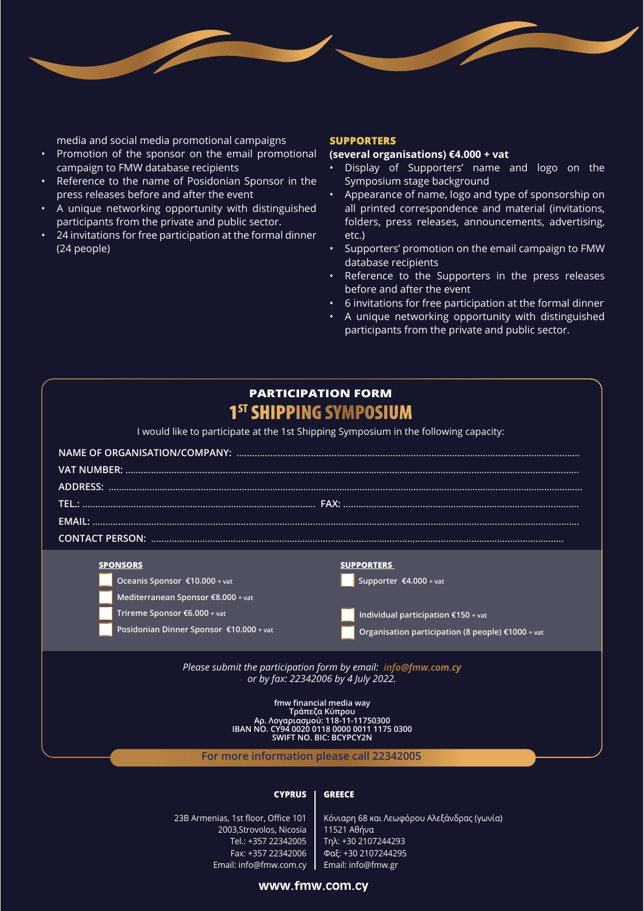media and social media promotional campaigns

- Promotion of the sponsor on the email promotional campaign to FMW database recipients
- Reference to the name of Posidonian Sponsor in the press releases before and after the event
- A unique networking opportunity with distinguished participants from the private and public sector.
- 24 invitations for free participation at the formal dinner (24 people)

**SUPPORTERS**

**(several organisations) €4.000 + vat**

- Display of Supporters' name and logo on the Symposium stage background
- Appearance of name, logo and type of sponsorship on all printed correspondence and material (invitations, folders, press releases, announcements, advertising, etc.)
- Supporters' promotion on the email campaign to FMW database recipients
- Reference to the Supporters in the press releases before and after the event
- 6 invitations for free participation at the formal dinner
- A unique networking opportunity with distinguished participants from the private and public sector.

## PARTICIPATION FORM

# 1ST SHIPPING SYMPOSIUM

I would like to participate at the 1st Shipping Symposium in the following capacity:

NAME OF ORGANISATION/COMPANY: ..................

VAT NUMBER: ..................

ADDRESS: ..................

TEL.: .................. FAX: ..................

EMAIL: ..................

CONTACT PERSON: ..................

**SPONSORS**

- ☐ Oceanis Sponsor €10.000 + vat
- ☐ Mediterranean Sponsor €8.000 + vat
- ☐ Trireme Sponsor €6.000 + vat
- ☐ Posidonian Dinner Sponsor €10.000 + vat

**SUPPORTERS**

- ☐ Supporter €4.000 + vat
- ☐ Individual participation €150 + vat
- ☐ Organisation participation (8 people) €1000 + vat

*Please submit the participation form by email: info@fmw.com.cy or by fax: 22342006 by 4 July 2022.*

**fmw financial media way**
**Τράπεζα Κύπρου**
**Αρ. Λογαριασμού: 118-11-11750300**
**IBAN NO. CY94 0020 0118 0000 0011 1175 0300**
**SWIFT NO. BIC: BCYPCY2N**

**For more information please call 22342005**

**CYPRUS**

23B Armenias, 1st floor, Office 101
2003,Strovolos, Nicosia
Tel.: +357 22342005
Fax: +357 22342006
Email: info@fmw.com.cy

**GREECE**

Κόνιαρη 68 και Λεωφόρου Αλεξάνδρας (γωνία)
11521 Αθήνα
Τηλ: +30 2107244293
Φαξ: +30 2107244295
Email: info@fmw.gr

**www.fmw.com.cy**